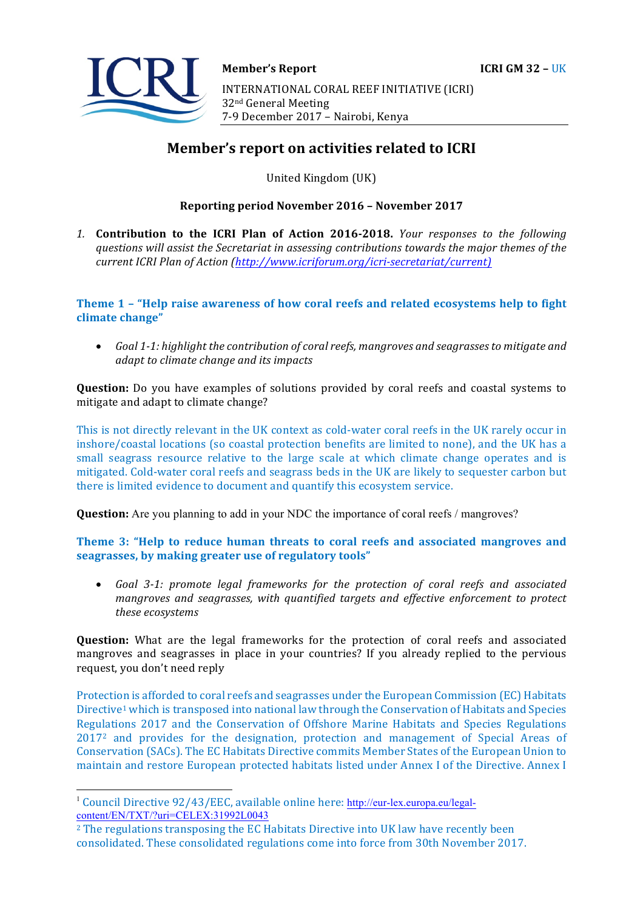**Member's Report** **ICRI GM 32 – UK**

INTERNATIONAL CORAL REEF INITIATIVE (ICRI)
32nd General Meeting
7-9 December 2017 – Nairobi, Kenya

# Member's report on activities related to ICRI

United Kingdom (UK)

**Reporting period November 2016 – November 2017**

1. **Contribution to the ICRI Plan of Action 2016-2018.** *Your responses to the following questions will assist the Secretariat in assessing contributions towards the major themes of the current ICRI Plan of Action (http://www.icriforum.org/icri-secretariat/current)*

## Theme 1 – "Help raise awareness of how coral reefs and related ecosystems help to fight climate change"

- *Goal 1-1: highlight the contribution of coral reefs, mangroves and seagrasses to mitigate and adapt to climate change and its impacts*

**Question:** Do you have examples of solutions provided by coral reefs and coastal systems to mitigate and adapt to climate change?

This is not directly relevant in the UK context as cold-water coral reefs in the UK rarely occur in inshore/coastal locations (so coastal protection benefits are limited to none), and the UK has a small seagrass resource relative to the large scale at which climate change operates and is mitigated. Cold-water coral reefs and seagrass beds in the UK are likely to sequester carbon but there is limited evidence to document and quantify this ecosystem service.

**Question:** Are you planning to add in your NDC the importance of coral reefs / mangroves?

## Theme 3: "Help to reduce human threats to coral reefs and associated mangroves and seagrasses, by making greater use of regulatory tools"

- *Goal 3-1: promote legal frameworks for the protection of coral reefs and associated mangroves and seagrasses, with quantified targets and effective enforcement to protect these ecosystems*

**Question:** What are the legal frameworks for the protection of coral reefs and associated mangroves and seagrasses in place in your countries? If you already replied to the pervious request, you don't need reply

Protection is afforded to coral reefs and seagrasses under the European Commission (EC) Habitats Directive[1] which is transposed into national law through the Conservation of Habitats and Species Regulations 2017 and the Conservation of Offshore Marine Habitats and Species Regulations 2017[2] and provides for the designation, protection and management of Special Areas of Conservation (SACs). The EC Habitats Directive commits Member States of the European Union to maintain and restore European protected habitats listed under Annex I of the Directive. Annex I

---

[1] Council Directive 92/43/EEC, available online here: http://eur-lex.europa.eu/legal-content/EN/TXT/?uri=CELEX:31992L0043

[2] The regulations transposing the EC Habitats Directive into UK law have recently been consolidated. These consolidated regulations come into force from 30th November 2017.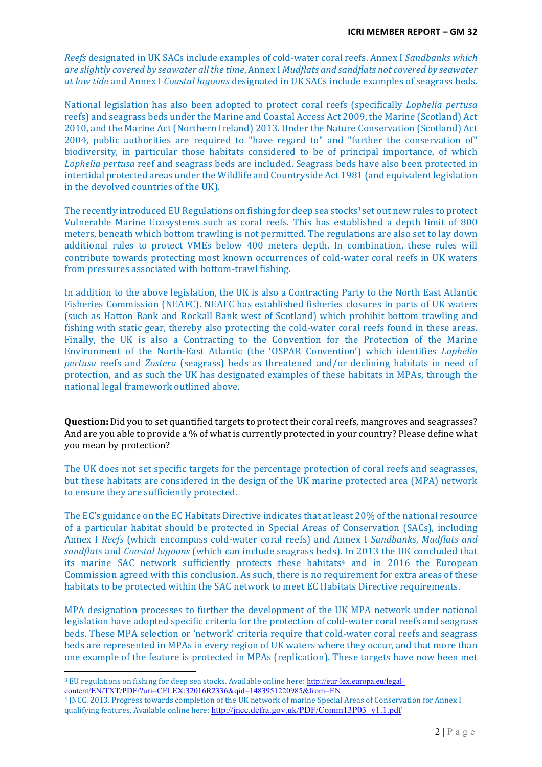*Reefs* designated in UK SACs include examples of cold-water coral reefs. Annex I *Sandbanks which are slightly covered by seawater all the time*, Annex I *Mudflats and sandflats not covered by seawater at low tide* and Annex I *Coastal lagoons* designated in UK SACs include examples of seagrass beds.

National legislation has also been adopted to protect coral reefs (specifically *Lophelia pertusa* reefs) and seagrass beds under the Marine and Coastal Access Act 2009, the Marine (Scotland) Act 2010, and the Marine Act (Northern Ireland) 2013. Under the Nature Conservation (Scotland) Act 2004, public authorities are required to "have regard to" and "further the conservation of" biodiversity, in particular those habitats considered to be of principal importance, of which *Lophelia pertusa* reef and seagrass beds are included. Seagrass beds have also been protected in intertidal protected areas under the Wildlife and Countryside Act 1981 (and equivalent legislation in the devolved countries of the UK).

The recently introduced EU Regulations on fishing for deep sea stocks[3] set out new rules to protect Vulnerable Marine Ecosystems such as coral reefs. This has established a depth limit of 800 meters, beneath which bottom trawling is not permitted. The regulations are also set to lay down additional rules to protect VMEs below 400 meters depth. In combination, these rules will contribute towards protecting most known occurrences of cold-water coral reefs in UK waters from pressures associated with bottom-trawl fishing.

In addition to the above legislation, the UK is also a Contracting Party to the North East Atlantic Fisheries Commission (NEAFC). NEAFC has established fisheries closures in parts of UK waters (such as Hatton Bank and Rockall Bank west of Scotland) which prohibit bottom trawling and fishing with static gear, thereby also protecting the cold-water coral reefs found in these areas. Finally, the UK is also a Contracting to the Convention for the Protection of the Marine Environment of the North-East Atlantic (the 'OSPAR Convention') which identifies *Lophelia pertusa* reefs and *Zostera* (seagrass) beds as threatened and/or declining habitats in need of protection, and as such the UK has designated examples of these habitats in MPAs, through the national legal framework outlined above.

**Question:** Did you to set quantified targets to protect their coral reefs, mangroves and seagrasses? And are you able to provide a % of what is currently protected in your country? Please define what you mean by protection?

The UK does not set specific targets for the percentage protection of coral reefs and seagrasses, but these habitats are considered in the design of the UK marine protected area (MPA) network to ensure they are sufficiently protected.

The EC's guidance on the EC Habitats Directive indicates that at least 20% of the national resource of a particular habitat should be protected in Special Areas of Conservation (SACs), including Annex I *Reefs* (which encompass cold-water coral reefs) and Annex I *Sandbanks*, *Mudflats and sandflats* and *Coastal lagoons* (which can include seagrass beds). In 2013 the UK concluded that its marine SAC network sufficiently protects these habitats[4] and in 2016 the European Commission agreed with this conclusion. As such, there is no requirement for extra areas of these habitats to be protected within the SAC network to meet EC Habitats Directive requirements.

MPA designation processes to further the development of the UK MPA network under national legislation have adopted specific criteria for the protection of cold-water coral reefs and seagrass beds. These MPA selection or 'network' criteria require that cold-water coral reefs and seagrass beds are represented in MPAs in every region of UK waters where they occur, and that more than one example of the feature is protected in MPAs (replication). These targets have now been met

---

[3] EU regulations on fishing for deep sea stocks. Available online here: http://eur-lex.europa.eu/legal-content/EN/TXT/PDF/?uri=CELEX:32016R2336&qid=1483951220985&from=EN

[4] JNCC. 2013. Progress towards completion of the UK network of marine Special Areas of Conservation for Annex I qualifying features. Available online here: http://jncc.defra.gov.uk/PDF/Comm13P03_v1.1.pdf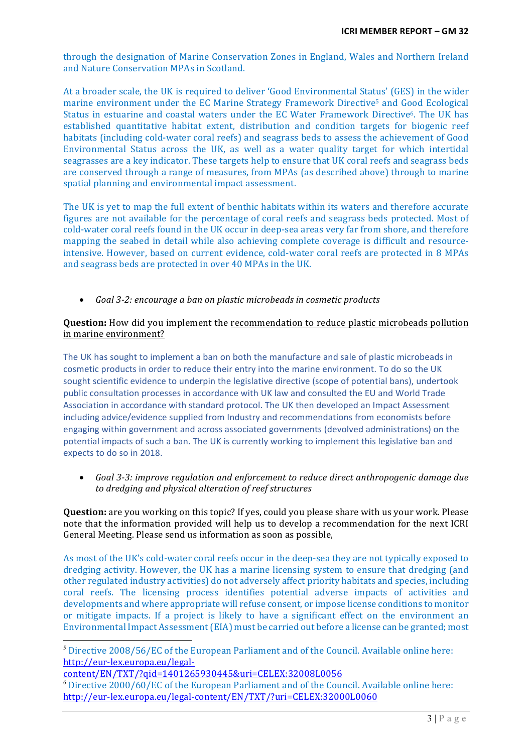through the designation of Marine Conservation Zones in England, Wales and Northern Ireland and Nature Conservation MPAs in Scotland.

At a broader scale, the UK is required to deliver 'Good Environmental Status' (GES) in the wider marine environment under the EC Marine Strategy Framework Directive[5] and Good Ecological Status in estuarine and coastal waters under the EC Water Framework Directive[6]. The UK has established quantitative habitat extent, distribution and condition targets for biogenic reef habitats (including cold-water coral reefs) and seagrass beds to assess the achievement of Good Environmental Status across the UK, as well as a water quality target for which intertidal seagrasses are a key indicator. These targets help to ensure that UK coral reefs and seagrass beds are conserved through a range of measures, from MPAs (as described above) through to marine spatial planning and environmental impact assessment.

The UK is yet to map the full extent of benthic habitats within its waters and therefore accurate figures are not available for the percentage of coral reefs and seagrass beds protected. Most of cold-water coral reefs found in the UK occur in deep-sea areas very far from shore, and therefore mapping the seabed in detail while also achieving complete coverage is difficult and resource-intensive. However, based on current evidence, cold-water coral reefs are protected in 8 MPAs and seagrass beds are protected in over 40 MPAs in the UK.

- *Goal 3-2: encourage a ban on plastic microbeads in cosmetic products*

**Question:** How did you implement the recommendation to reduce plastic microbeads pollution in marine environment?

The UK has sought to implement a ban on both the manufacture and sale of plastic microbeads in cosmetic products in order to reduce their entry into the marine environment. To do so the UK sought scientific evidence to underpin the legislative directive (scope of potential bans), undertook public consultation processes in accordance with UK law and consulted the EU and World Trade Association in accordance with standard protocol. The UK then developed an Impact Assessment including advice/evidence supplied from Industry and recommendations from economists before engaging within government and across associated governments (devolved administrations) on the potential impacts of such a ban. The UK is currently working to implement this legislative ban and expects to do so in 2018.

- *Goal 3-3: improve regulation and enforcement to reduce direct anthropogenic damage due to dredging and physical alteration of reef structures*

**Question:** are you working on this topic? If yes, could you please share with us your work. Please note that the information provided will help us to develop a recommendation for the next ICRI General Meeting. Please send us information as soon as possible,

As most of the UK's cold-water coral reefs occur in the deep-sea they are not typically exposed to dredging activity. However, the UK has a marine licensing system to ensure that dredging (and other regulated industry activities) do not adversely affect priority habitats and species, including coral reefs. The licensing process identifies potential adverse impacts of activities and developments and where appropriate will refuse consent, or impose license conditions to monitor or mitigate impacts. If a project is likely to have a significant effect on the environment an Environmental Impact Assessment (EIA) must be carried out before a license can be granted; most

---

[5] Directive 2008/56/EC of the European Parliament and of the Council. Available online here: http://eur-lex.europa.eu/legal-content/EN/TXT/?qid=1401265930445&uri=CELEX:32008L0056

[6] Directive 2000/60/EC of the European Parliament and of the Council. Available online here: http://eur-lex.europa.eu/legal-content/EN/TXT/?uri=CELEX:32000L0060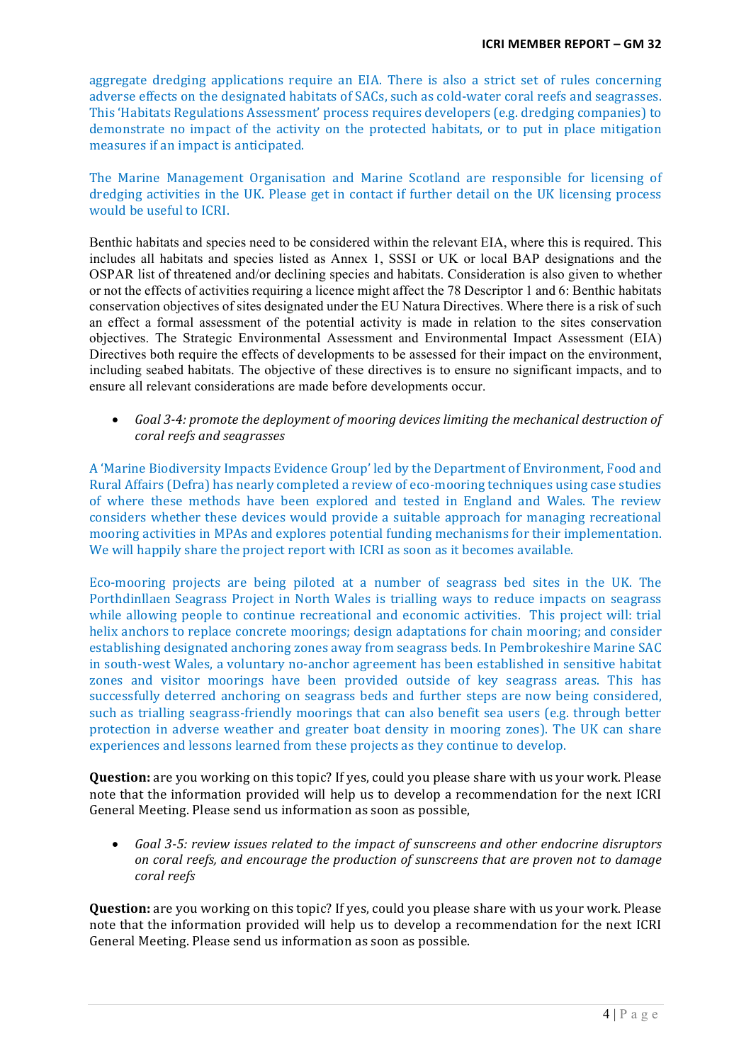aggregate dredging applications require an EIA. There is also a strict set of rules concerning adverse effects on the designated habitats of SACs, such as cold-water coral reefs and seagrasses. This 'Habitats Regulations Assessment' process requires developers (e.g. dredging companies) to demonstrate no impact of the activity on the protected habitats, or to put in place mitigation measures if an impact is anticipated.

The Marine Management Organisation and Marine Scotland are responsible for licensing of dredging activities in the UK. Please get in contact if further detail on the UK licensing process would be useful to ICRI.

Benthic habitats and species need to be considered within the relevant EIA, where this is required. This includes all habitats and species listed as Annex 1, SSSI or UK or local BAP designations and the OSPAR list of threatened and/or declining species and habitats. Consideration is also given to whether or not the effects of activities requiring a licence might affect the 78 Descriptor 1 and 6: Benthic habitats conservation objectives of sites designated under the EU Natura Directives. Where there is a risk of such an effect a formal assessment of the potential activity is made in relation to the sites conservation objectives. The Strategic Environmental Assessment and Environmental Impact Assessment (EIA) Directives both require the effects of developments to be assessed for their impact on the environment, including seabed habitats. The objective of these directives is to ensure no significant impacts, and to ensure all relevant considerations are made before developments occur.

- *Goal 3-4: promote the deployment of mooring devices limiting the mechanical destruction of coral reefs and seagrasses*

A 'Marine Biodiversity Impacts Evidence Group' led by the Department of Environment, Food and Rural Affairs (Defra) has nearly completed a review of eco-mooring techniques using case studies of where these methods have been explored and tested in England and Wales. The review considers whether these devices would provide a suitable approach for managing recreational mooring activities in MPAs and explores potential funding mechanisms for their implementation. We will happily share the project report with ICRI as soon as it becomes available.

Eco-mooring projects are being piloted at a number of seagrass bed sites in the UK. The Porthdinllaen Seagrass Project in North Wales is trialling ways to reduce impacts on seagrass while allowing people to continue recreational and economic activities. This project will: trial helix anchors to replace concrete moorings; design adaptations for chain mooring; and consider establishing designated anchoring zones away from seagrass beds. In Pembrokeshire Marine SAC in south-west Wales, a voluntary no-anchor agreement has been established in sensitive habitat zones and visitor moorings have been provided outside of key seagrass areas. This has successfully deterred anchoring on seagrass beds and further steps are now being considered, such as trialling seagrass-friendly moorings that can also benefit sea users (e.g. through better protection in adverse weather and greater boat density in mooring zones). The UK can share experiences and lessons learned from these projects as they continue to develop.

**Question:** are you working on this topic? If yes, could you please share with us your work. Please note that the information provided will help us to develop a recommendation for the next ICRI General Meeting. Please send us information as soon as possible,

- *Goal 3-5: review issues related to the impact of sunscreens and other endocrine disruptors on coral reefs, and encourage the production of sunscreens that are proven not to damage coral reefs*

**Question:** are you working on this topic? If yes, could you please share with us your work. Please note that the information provided will help us to develop a recommendation for the next ICRI General Meeting. Please send us information as soon as possible.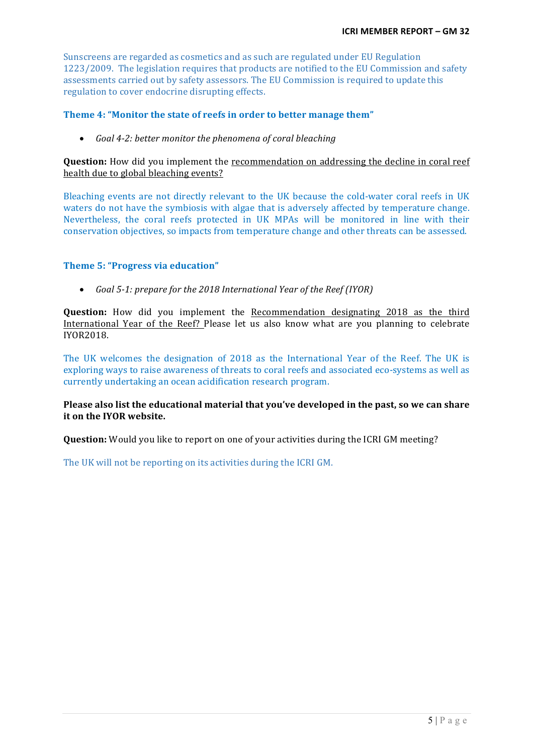Sunscreens are regarded as cosmetics and as such are regulated under EU Regulation 1223/2009. The legislation requires that products are notified to the EU Commission and safety assessments carried out by safety assessors. The EU Commission is required to update this regulation to cover endocrine disrupting effects.

### Theme 4: "Monitor the state of reefs in order to better manage them"

- *Goal 4-2: better monitor the phenomena of coral bleaching*

**Question:** How did you implement the recommendation on addressing the decline in coral reef health due to global bleaching events?

Bleaching events are not directly relevant to the UK because the cold-water coral reefs in UK waters do not have the symbiosis with algae that is adversely affected by temperature change. Nevertheless, the coral reefs protected in UK MPAs will be monitored in line with their conservation objectives, so impacts from temperature change and other threats can be assessed.

### Theme 5: "Progress via education"

- *Goal 5-1: prepare for the 2018 International Year of the Reef (IYOR)*

**Question:** How did you implement the Recommendation designating 2018 as the third International Year of the Reef? Please let us also know what are you planning to celebrate IYOR2018.

The UK welcomes the designation of 2018 as the International Year of the Reef. The UK is exploring ways to raise awareness of threats to coral reefs and associated eco-systems as well as currently undertaking an ocean acidification research program.

**Please also list the educational material that you've developed in the past, so we can share it on the IYOR website.**

**Question:** Would you like to report on one of your activities during the ICRI GM meeting?

The UK will not be reporting on its activities during the ICRI GM.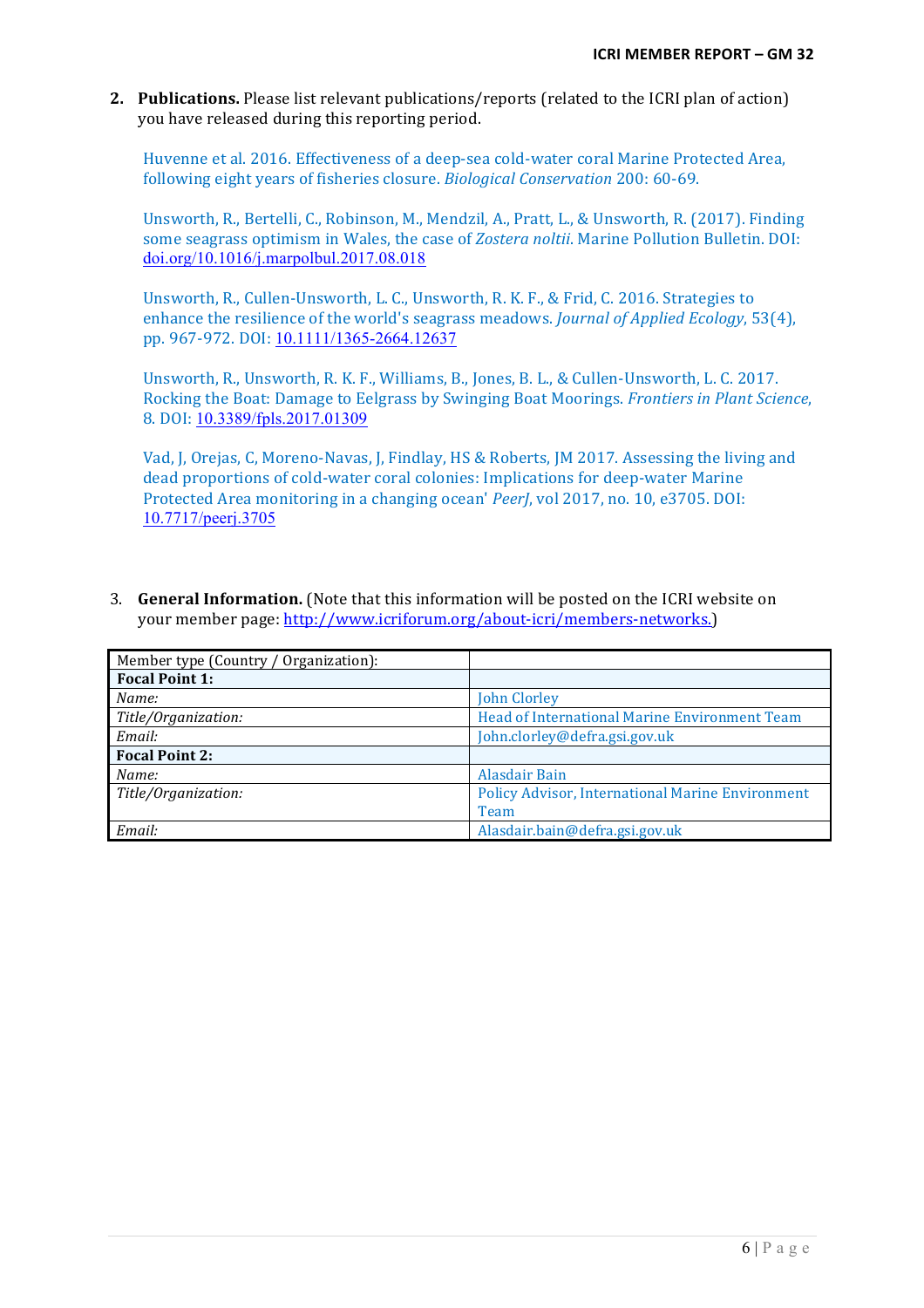2. **Publications.** Please list relevant publications/reports (related to the ICRI plan of action) you have released during this reporting period.

   Huvenne et al. 2016. Effectiveness of a deep-sea cold-water coral Marine Protected Area, following eight years of fisheries closure. *Biological Conservation* 200: 60-69.

   Unsworth, R., Bertelli, C., Robinson, M., Mendzil, A., Pratt, L., & Unsworth, R. (2017). Finding some seagrass optimism in Wales, the case of *Zostera noltii*. Marine Pollution Bulletin. DOI: doi.org/10.1016/j.marpolbul.2017.08.018

   Unsworth, R., Cullen-Unsworth, L. C., Unsworth, R. K. F., & Frid, C. 2016. Strategies to enhance the resilience of the world's seagrass meadows. *Journal of Applied Ecology*, 53(4), pp. 967-972. DOI: 10.1111/1365-2664.12637

   Unsworth, R., Unsworth, R. K. F., Williams, B., Jones, B. L., & Cullen-Unsworth, L. C. 2017. Rocking the Boat: Damage to Eelgrass by Swinging Boat Moorings. *Frontiers in Plant Science*, 8. DOI: 10.3389/fpls.2017.01309

   Vad, J, Orejas, C, Moreno-Navas, J, Findlay, HS & Roberts, JM 2017. Assessing the living and dead proportions of cold-water coral colonies: Implications for deep-water Marine Protected Area monitoring in a changing ocean' *PeerJ*, vol 2017, no. 10, e3705. DOI: 10.7717/peerj.3705

3. **General Information.** (Note that this information will be posted on the ICRI website on your member page: http://www.icriforum.org/about-icri/members-networks.)

| | |
|---|---|
| Member type (Country / Organization): | |
| **Focal Point 1:** | |
| *Name:* | John Clorley |
| *Title/Organization:* | Head of International Marine Environment Team |
| *Email:* | John.clorley@defra.gsi.gov.uk |
| **Focal Point 2:** | |
| *Name:* | Alasdair Bain |
| *Title/Organization:* | Policy Advisor, International Marine Environment Team |
| *Email:* | Alasdair.bain@defra.gsi.gov.uk |